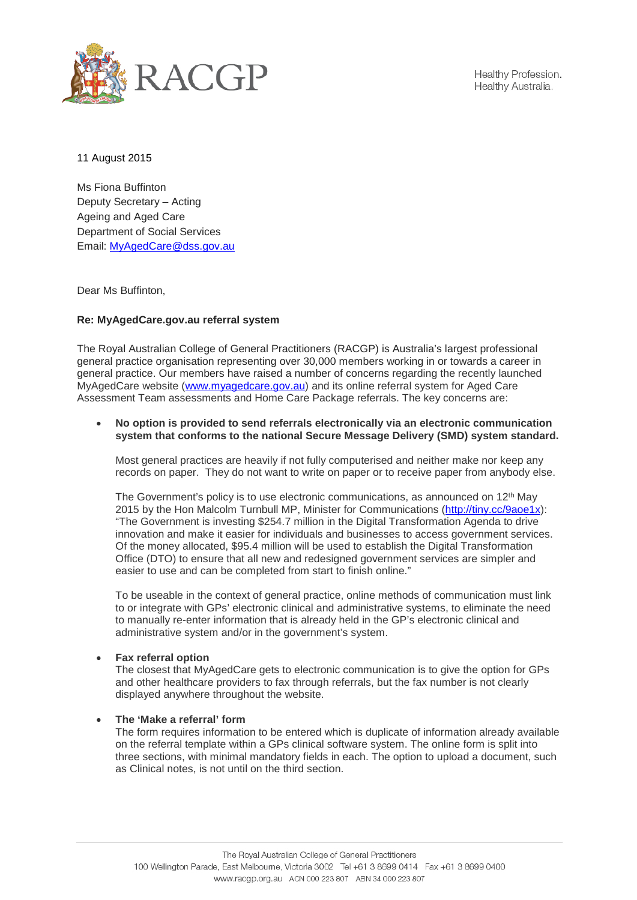RACGP

Healthy Profession.
Healthy Australia.

11 August 2015

Ms Fiona Buffinton
Deputy Secretary – Acting
Ageing and Aged Care
Department of Social Services
Email: MyAgedCare@dss.gov.au

Dear Ms Buffinton,

**Re: MyAgedCare.gov.au referral system**

The Royal Australian College of General Practitioners (RACGP) is Australia's largest professional general practice organisation representing over 30,000 members working in or towards a career in general practice. Our members have raised a number of concerns regarding the recently launched MyAgedCare website (www.myagedcare.gov.au) and its online referral system for Aged Care Assessment Team assessments and Home Care Package referrals. The key concerns are:

- **No option is provided to send referrals electronically via an electronic communication system that conforms to the national Secure Message Delivery (SMD) system standard.**

  Most general practices are heavily if not fully computerised and neither make nor keep any records on paper. They do not want to write on paper or to receive paper from anybody else.

  The Government's policy is to use electronic communications, as announced on 12th May 2015 by the Hon Malcolm Turnbull MP, Minister for Communications (http://tiny.cc/9aoe1x): "The Government is investing $254.7 million in the Digital Transformation Agenda to drive innovation and make it easier for individuals and businesses to access government services. Of the money allocated, $95.4 million will be used to establish the Digital Transformation Office (DTO) to ensure that all new and redesigned government services are simpler and easier to use and can be completed from start to finish online."

  To be useable in the context of general practice, online methods of communication must link to or integrate with GPs' electronic clinical and administrative systems, to eliminate the need to manually re-enter information that is already held in the GP's electronic clinical and administrative system and/or in the government's system.

- **Fax referral option**
  The closest that MyAgedCare gets to electronic communication is to give the option for GPs and other healthcare providers to fax through referrals, but the fax number is not clearly displayed anywhere throughout the website.

- **The 'Make a referral' form**
  The form requires information to be entered which is duplicate of information already available on the referral template within a GPs clinical software system. The online form is split into three sections, with minimal mandatory fields in each. The option to upload a document, such as Clinical notes, is not until on the third section.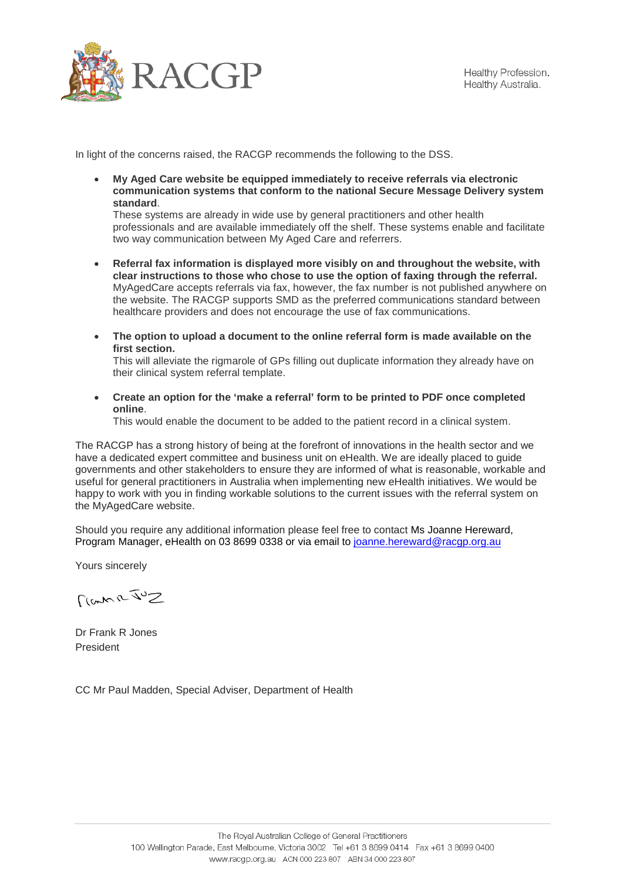In light of the concerns raised, the RACGP recommends the following to the DSS.

- **My Aged Care website be equipped immediately to receive referrals via electronic communication systems that conform to the national Secure Message Delivery system standard**.
  These systems are already in wide use by general practitioners and other health professionals and are available immediately off the shelf. These systems enable and facilitate two way communication between My Aged Care and referrers.

- **Referral fax information is displayed more visibly on and throughout the website, with clear instructions to those who chose to use the option of faxing through the referral.** MyAgedCare accepts referrals via fax, however, the fax number is not published anywhere on the website. The RACGP supports SMD as the preferred communications standard between healthcare providers and does not encourage the use of fax communications.

- **The option to upload a document to the online referral form is made available on the first section.**
  This will alleviate the rigmarole of GPs filling out duplicate information they already have on their clinical system referral template.

- **Create an option for the 'make a referral' form to be printed to PDF once completed online**.
  This would enable the document to be added to the patient record in a clinical system.

The RACGP has a strong history of being at the forefront of innovations in the health sector and we have a dedicated expert committee and business unit on eHealth. We are ideally placed to guide governments and other stakeholders to ensure they are informed of what is reasonable, workable and useful for general practitioners in Australia when implementing new eHealth initiatives. We would be happy to work with you in finding workable solutions to the current issues with the referral system on the MyAgedCare website.

Should you require any additional information please feel free to contact Ms Joanne Hereward, Program Manager, eHealth on 03 8699 0338 or via email to joanne.hereward@racgp.org.au

Yours sincerely

Dr Frank R Jones
President

CC Mr Paul Madden, Special Adviser, Department of Health